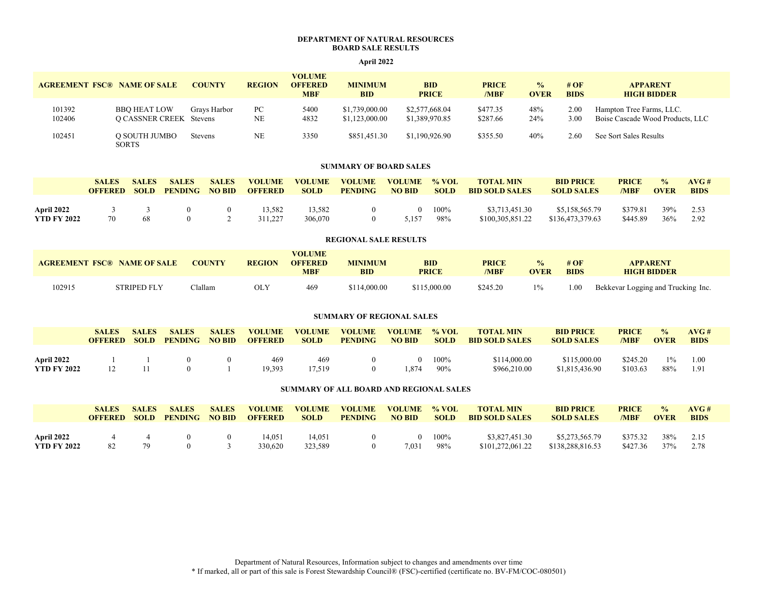# DEPARTMENT OF NATURAL RESOURCES
## BOARD SALE RESULTS

**April 2022**

| AGREEMENT | FSC® | NAME OF SALE | COUNTY | REGION | VOLUME OFFERED MBF | MINIMUM BID | BID PRICE | PRICE /MBF | % OVER | # OF BIDS | APPARENT HIGH BIDDER |
|---|---|---|---|---|---|---|---|---|---|---|---|
| 101392 | | BBQ HEAT LOW | Grays Harbor | PC | 5400 | $1,739,000.00 | $2,577,668.04 | $477.35 | 48% | 2.00 | Hampton Tree Farms, LLC. |
| 102406 | | Q CASSNER CREEK | Stevens | NE | 4832 | $1,123,000.00 | $1,389,970.85 | $287.66 | 24% | 3.00 | Boise Cascade Wood Products, LLC |
| 102451 | | Q SOUTH JUMBO SORTS | Stevens | NE | 3350 | $851,451.30 | $1,190,926.90 | $355.50 | 40% | 2.60 | See Sort Sales Results |

### SUMMARY OF BOARD SALES

| | SALES OFFERED | SALES SOLD | SALES PENDING | SALES NO BID | VOLUME OFFERED | VOLUME SOLD | VOLUME PENDING | VOLUME NO BID | % VOL SOLD | TOTAL MIN BID SOLD SALES | BID PRICE SOLD SALES | PRICE /MBF | % OVER | AVG # BIDS |
|---|---|---|---|---|---|---|---|---|---|---|---|---|---|---|
| **April 2022** | 3 | 3 | 0 | 0 | 13,582 | 13,582 | 0 | 0 | 100% | $3,713,451.30 | $5,158,565.79 | $379.81 | 39% | 2.53 |
| **YTD FY 2022** | 70 | 68 | 0 | 2 | 311,227 | 306,070 | 0 | 5,157 | 98% | $100,305,851.22 | $136,473,379.63 | $445.89 | 36% | 2.92 |

### REGIONAL SALE RESULTS

| AGREEMENT | FSC® | NAME OF SALE | COUNTY | REGION | VOLUME OFFERED MBF | MINIMUM BID | BID PRICE | PRICE /MBF | % OVER | # OF BIDS | APPARENT HIGH BIDDER |
|---|---|---|---|---|---|---|---|---|---|---|---|
| 102915 | | STRIPED FLY | Clallam | OLY | 469 | $114,000.00 | $115,000.00 | $245.20 | 1% | 1.00 | Bekkevar Logging and Trucking Inc. |

### SUMMARY OF REGIONAL SALES

| | SALES OFFERED | SALES SOLD | SALES PENDING | SALES NO BID | VOLUME OFFERED | VOLUME SOLD | VOLUME PENDING | VOLUME NO BID | % VOL SOLD | TOTAL MIN BID SOLD SALES | BID PRICE SOLD SALES | PRICE /MBF | % OVER | AVG # BIDS |
|---|---|---|---|---|---|---|---|---|---|---|---|---|---|---|
| **April 2022** | 1 | 1 | 0 | 0 | 469 | 469 | 0 | 0 | 100% | $114,000.00 | $115,000.00 | $245.20 | 1% | 1.00 |
| **YTD FY 2022** | 12 | 11 | 0 | 1 | 19,393 | 17,519 | 0 | 1,874 | 90% | $966,210.00 | $1,815,436.90 | $103.63 | 88% | 1.91 |

### SUMMARY OF ALL BOARD AND REGIONAL SALES

| | SALES OFFERED | SALES SOLD | SALES PENDING | SALES NO BID | VOLUME OFFERED | VOLUME SOLD | VOLUME PENDING | VOLUME NO BID | % VOL SOLD | TOTAL MIN BID SOLD SALES | BID PRICE SOLD SALES | PRICE /MBF | % OVER | AVG # BIDS |
|---|---|---|---|---|---|---|---|---|---|---|---|---|---|---|
| **April 2022** | 4 | 4 | 0 | 0 | 14,051 | 14,051 | 0 | 0 | 100% | $3,827,451.30 | $5,273,565.79 | $375.32 | 38% | 2.15 |
| **YTD FY 2022** | 82 | 79 | 0 | 3 | 330,620 | 323,589 | 0 | 7,031 | 98% | $101,272,061.22 | $138,288,816.53 | $427.36 | 37% | 2.78 |

Department of Natural Resources, Information subject to changes and amendments over time
* If marked, all or part of this sale is Forest Stewardship Council® (FSC)-certified (certificate no. BV-FM/COC-080501)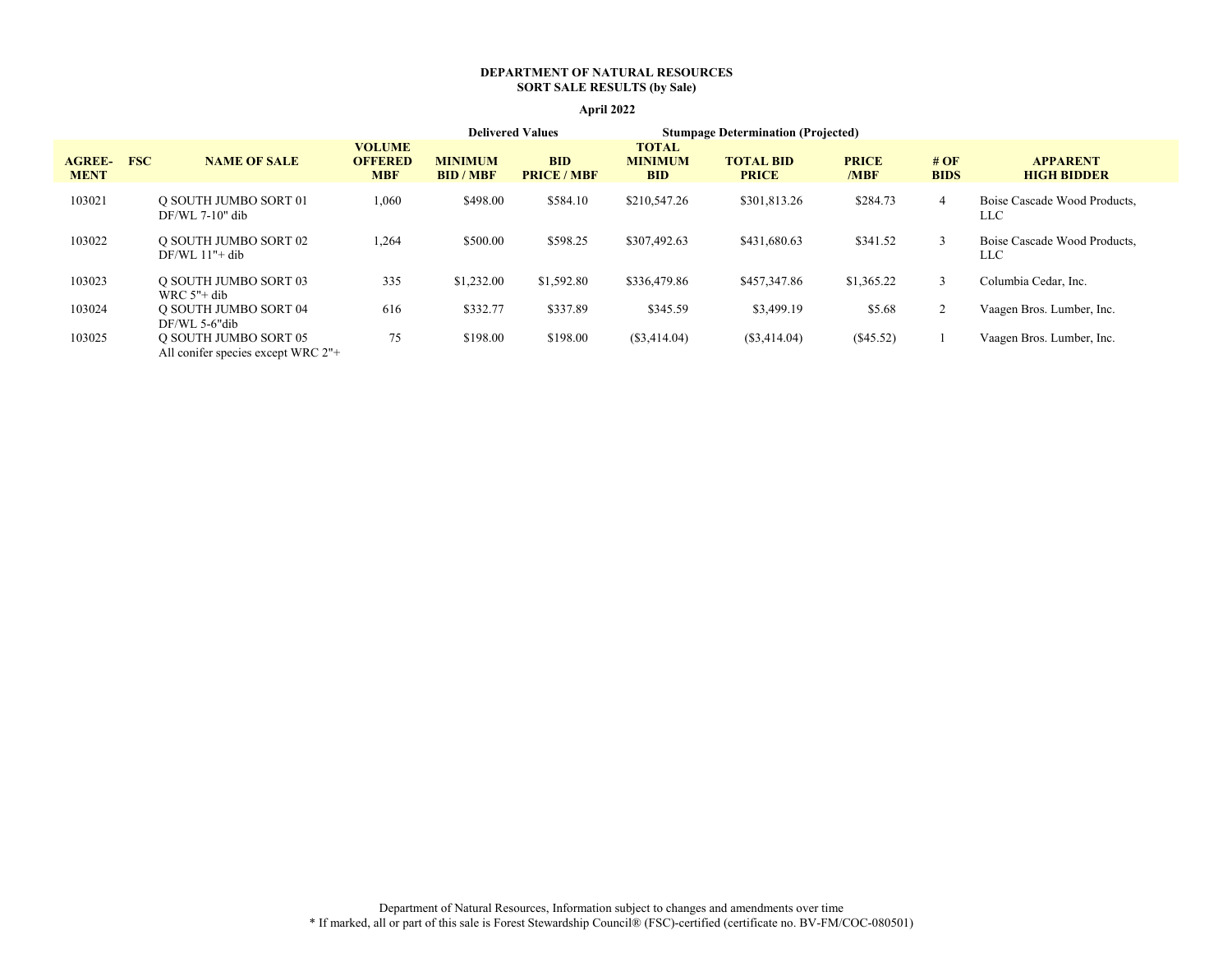**DEPARTMENT OF NATURAL RESOURCES**
**SORT SALE RESULTS (by Sale)**

**April 2022**

| | | | | Delivered Values | | Stumpage Determination (Projected) | | | | |
|---|---|---|---|---|---|---|---|---|---|---|
| **AGREE-MENT** | **FSC** | **NAME OF SALE** | **VOLUME OFFERED MBF** | **MINIMUM BID / MBF** | **BID PRICE / MBF** | **TOTAL MINIMUM BID** | **TOTAL BID PRICE** | **PRICE /MBF** | **# OF BIDS** | **APPARENT HIGH BIDDER** |
| 103021 | | Q SOUTH JUMBO SORT 01 DF/WL 7-10" dib | 1,060 | $498.00 | $584.10 | $210,547.26 | $301,813.26 | $284.73 | 4 | Boise Cascade Wood Products, LLC |
| 103022 | | Q SOUTH JUMBO SORT 02 DF/WL 11"+ dib | 1,264 | $500.00 | $598.25 | $307,492.63 | $431,680.63 | $341.52 | 3 | Boise Cascade Wood Products, LLC |
| 103023 | | Q SOUTH JUMBO SORT 03 WRC 5"+ dib | 335 | $1,232.00 | $1,592.80 | $336,479.86 | $457,347.86 | $1,365.22 | 3 | Columbia Cedar, Inc. |
| 103024 | | Q SOUTH JUMBO SORT 04 DF/WL 5-6"dib | 616 | $332.77 | $337.89 | $345.59 | $3,499.19 | $5.68 | 2 | Vaagen Bros. Lumber, Inc. |
| 103025 | | Q SOUTH JUMBO SORT 05 All conifer species except WRC 2"+ | 75 | $198.00 | $198.00 | ($3,414.04) | ($3,414.04) | ($45.52) | 1 | Vaagen Bros. Lumber, Inc. |

Department of Natural Resources, Information subject to changes and amendments over time
* If marked, all or part of this sale is Forest Stewardship Council® (FSC)-certified (certificate no. BV-FM/COC-080501)